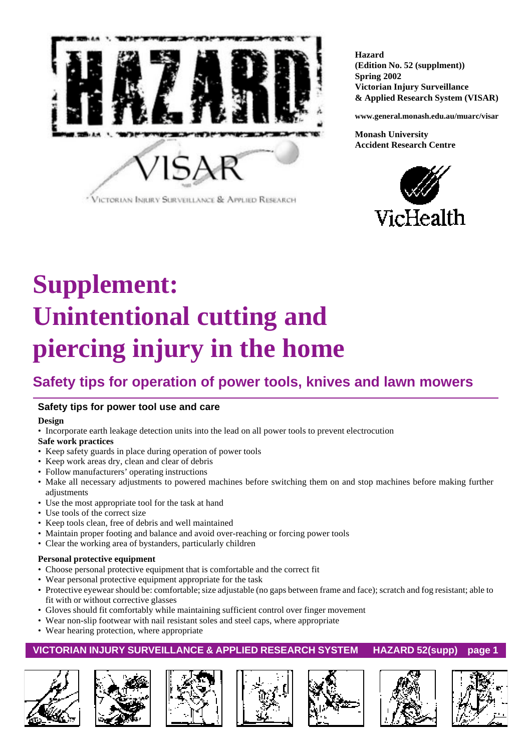**Hazard**
**(Edition No. 52 (supplment))**
**Spring 2002**
**Victorian Injury Surveillance**
**& Applied Research System (VISAR)**

**www.general.monash.edu.au/muarc/visar**

**Monash University**
**Accident Research Centre**

# Supplement: Unintentional cutting and piercing injury in the home

## Safety tips for operation of power tools, knives and lawn mowers

### Safety tips for power tool use and care

**Design**

- Incorporate earth leakage detection units into the lead on all power tools to prevent electrocution

**Safe work practices**

- Keep safety guards in place during operation of power tools
- Keep work areas dry, clean and clear of debris
- Follow manufacturers' operating instructions
- Make all necessary adjustments to powered machines before switching them on and stop machines before making further adjustments
- Use the most appropriate tool for the task at hand
- Use tools of the correct size
- Keep tools clean, free of debris and well maintained
- Maintain proper footing and balance and avoid over-reaching or forcing power tools
- Clear the working area of bystanders, particularly children

**Personal protective equipment**

- Choose personal protective equipment that is comfortable and the correct fit
- Wear personal protective equipment appropriate for the task
- Protective eyewear should be: comfortable; size adjustable (no gaps between frame and face); scratch and fog resistant; able to fit with or without corrective glasses
- Gloves should fit comfortably while maintaining sufficient control over finger movement
- Wear non-slip footwear with nail resistant soles and steel caps, where appropriate
- Wear hearing protection, where appropriate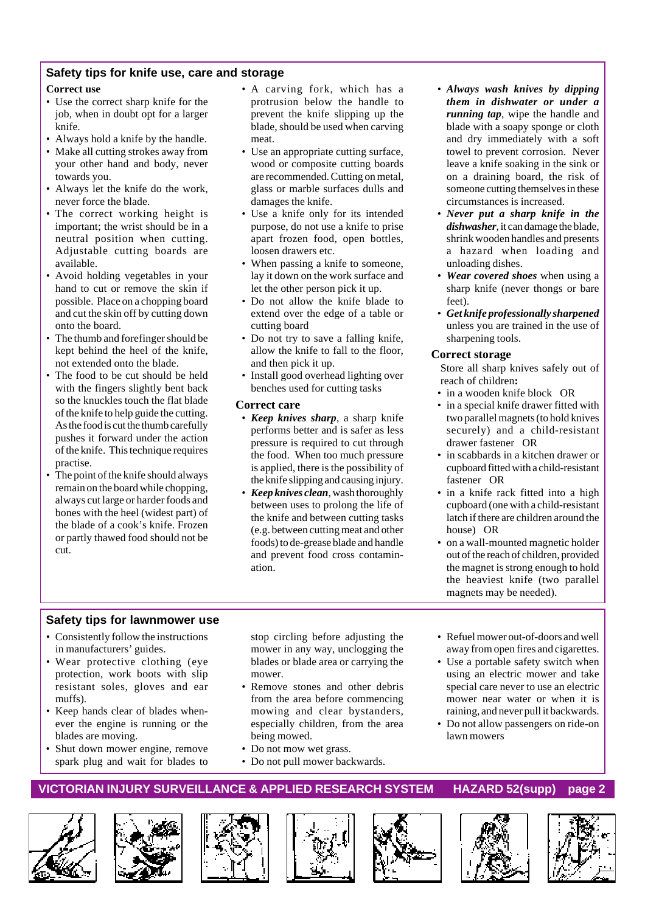## Safety tips for knife use, care and storage

### Correct use

- Use the correct sharp knife for the job, when in doubt opt for a larger knife.
- Always hold a knife by the handle.
- Make all cutting strokes away from your other hand and body, never towards you.
- Always let the knife do the work, never force the blade.
- The correct working height is important; the wrist should be in a neutral position when cutting. Adjustable cutting boards are available.
- Avoid holding vegetables in your hand to cut or remove the skin if possible. Place on a chopping board and cut the skin off by cutting down onto the board.
- The thumb and forefinger should be kept behind the heel of the knife, not extended onto the blade.
- The food to be cut should be held with the fingers slightly bent back so the knuckles touch the flat blade of the knife to help guide the cutting. As the food is cut the thumb carefully pushes it forward under the action of the knife. This technique requires practise.
- The point of the knife should always remain on the board while chopping, always cut large or harder foods and bones with the heel (widest part) of the blade of a cook's knife. Frozen or partly thawed food should not be cut.
- A carving fork, which has a protrusion below the handle to prevent the knife slipping up the blade, should be used when carving meat.
- Use an appropriate cutting surface, wood or composite cutting boards are recommended. Cutting on metal, glass or marble surfaces dulls and damages the knife.
- Use a knife only for its intended purpose, do not use a knife to prise apart frozen food, open bottles, loosen drawers etc.
- When passing a knife to someone, lay it down on the work surface and let the other person pick it up.
- Do not allow the knife blade to extend over the edge of a table or cutting board
- Do not try to save a falling knife, allow the knife to fall to the floor, and then pick it up.
- Install good overhead lighting over benches used for cutting tasks

### Correct care

- ***Keep knives sharp***, a sharp knife performs better and is safer as less pressure is required to cut through the food. When too much pressure is applied, there is the possibility of the knife slipping and causing injury.
- ***Keep knives clean***, wash thoroughly between uses to prolong the life of the knife and between cutting tasks (e.g. between cutting meat and other foods) to de-grease blade and handle and prevent food cross contamination.
- ***Always wash knives by dipping them in dishwater or under a running tap***, wipe the handle and blade with a soapy sponge or cloth and dry immediately with a soft towel to prevent corrosion. Never leave a knife soaking in the sink or on a draining board, the risk of someone cutting themselves in these circumstances is increased.
- ***Never put a sharp knife in the dishwasher***, it can damage the blade, shrink wooden handles and presents a hazard when loading and unloading dishes.
- ***Wear covered shoes*** when using a sharp knife (never thongs or bare feet).
- ***Get knife professionally sharpened*** unless you are trained in the use of sharpening tools.

### Correct storage

Store all sharp knives safely out of reach of children**:**

- in a wooden knife block OR
- in a special knife drawer fitted with two parallel magnets (to hold knives securely) and a child-resistant drawer fastener OR
- in scabbards in a kitchen drawer or cupboard fitted with a child-resistant fastener OR
- in a knife rack fitted into a high cupboard (one with a child-resistant latch if there are children around the house) OR
- on a wall-mounted magnetic holder out of the reach of children, provided the magnet is strong enough to hold the heaviest knife (two parallel magnets may be needed).

## Safety tips for lawnmower use

- Consistently follow the instructions in manufacturers' guides.
- Wear protective clothing (eye protection, work boots with slip resistant soles, gloves and ear muffs).
- Keep hands clear of blades whenever the engine is running or the blades are moving.
- Shut down mower engine, remove spark plug and wait for blades to stop circling before adjusting the mower in any way, unclogging the blades or blade area or carrying the mower.
- Remove stones and other debris from the area before commencing mowing and clear bystanders, especially children, from the area being mowed.
- Do not mow wet grass.
- Do not pull mower backwards.
- Refuel mower out-of-doors and well away from open fires and cigarettes.
- Use a portable safety switch when using an electric mower and take special care never to use an electric mower near water or when it is raining, and never pull it backwards.
- Do not allow passengers on ride-on lawn mowers